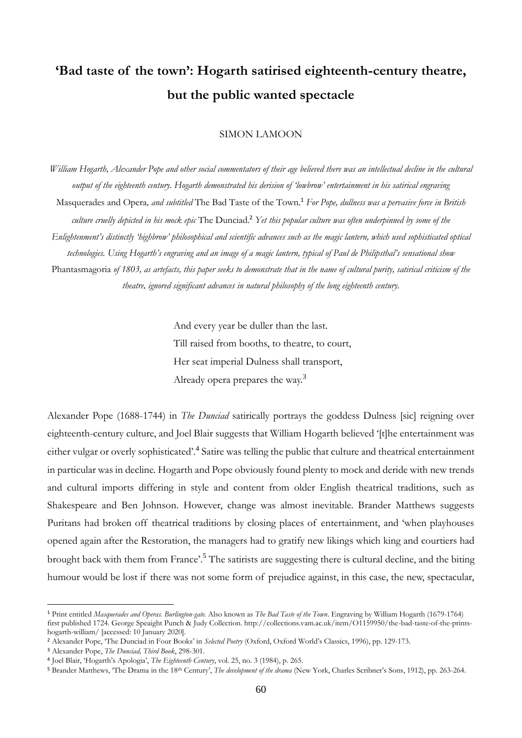# 'Bad taste of the town': Hogarth satirised eighteenth-century theatre, but the public wanted spectacle

SIMON LAMOON

*William Hogarth, Alexander Pope and other social commentators of their age believed there was an intellectual decline in the cultural output of the eighteenth century. Hogarth demonstrated his derision of 'lowbrow' entertainment in his satirical engraving* Masquerades and Opera*, and subtitled* The Bad Taste of the Town.[1] *For Pope, dullness was a pervasive force in British culture cruelly depicted in his mock epic* The Dunciad.[2] *Yet this popular culture was often underpinned by some of the Enlightenment's distinctly 'highbrow' philosophical and scientific advances such as the magic lantern, which used sophisticated optical technologies. Using Hogarth's engraving and an image of a magic lantern, typical of Paul de Philipsthal's sensational show* Phantasmagoria *of 1803, as artefacts, this paper seeks to demonstrate that in the name of cultural purity, satirical criticism of the theatre, ignored significant advances in natural philosophy of the long eighteenth century.*

> And every year be duller than the last.
> Till raised from booths, to theatre, to court,
> Her seat imperial Dulness shall transport,
> Already opera prepares the way.[3]

Alexander Pope (1688-1744) in *The Dunciad* satirically portrays the goddess Dulness [sic] reigning over eighteenth-century culture, and Joel Blair suggests that William Hogarth believed '[t]he entertainment was either vulgar or overly sophisticated'.[4] Satire was telling the public that culture and theatrical entertainment in particular was in decline. Hogarth and Pope obviously found plenty to mock and deride with new trends and cultural imports differing in style and content from older English theatrical traditions, such as Shakespeare and Ben Johnson. However, change was almost inevitable. Brander Matthews suggests Puritans had broken off theatrical traditions by closing places of entertainment, and 'when playhouses opened again after the Restoration, the managers had to gratify new likings which king and courtiers had brought back with them from France'.[5] The satirists are suggesting there is cultural decline, and the biting humour would be lost if there was not some form of prejudice against, in this case, the new, spectacular,

---

[1] Print entitled *Masquerades and Operas. Burlington-gate*. Also known as *The Bad Taste of the Town*. Engraving by William Hogarth (1679-1764) first published 1724. George Speaight Punch & Judy Collection. http://collections.vam.ac.uk/item/O1159950/the-bad-taste-of-the-prints-hogarth-william/ [accessed: 10 January 2020].

[2] Alexander Pope, 'The Dunciad in Four Books' in *Selected Poetry* (Oxford, Oxford World's Classics, 1996), pp. 129-173.

[3] Alexander Pope, *The Dunciad, Third Book*, 298-301.

[4] Joel Blair, 'Hogarth's Apologia', *The Eighteenth Century*, vol. 25, no. 3 (1984), p. 265.

[5] Brander Matthews, 'The Drama in the 18th Century', *The development of the drama* (New York, Charles Scribner's Sons, 1912), pp. 263-264.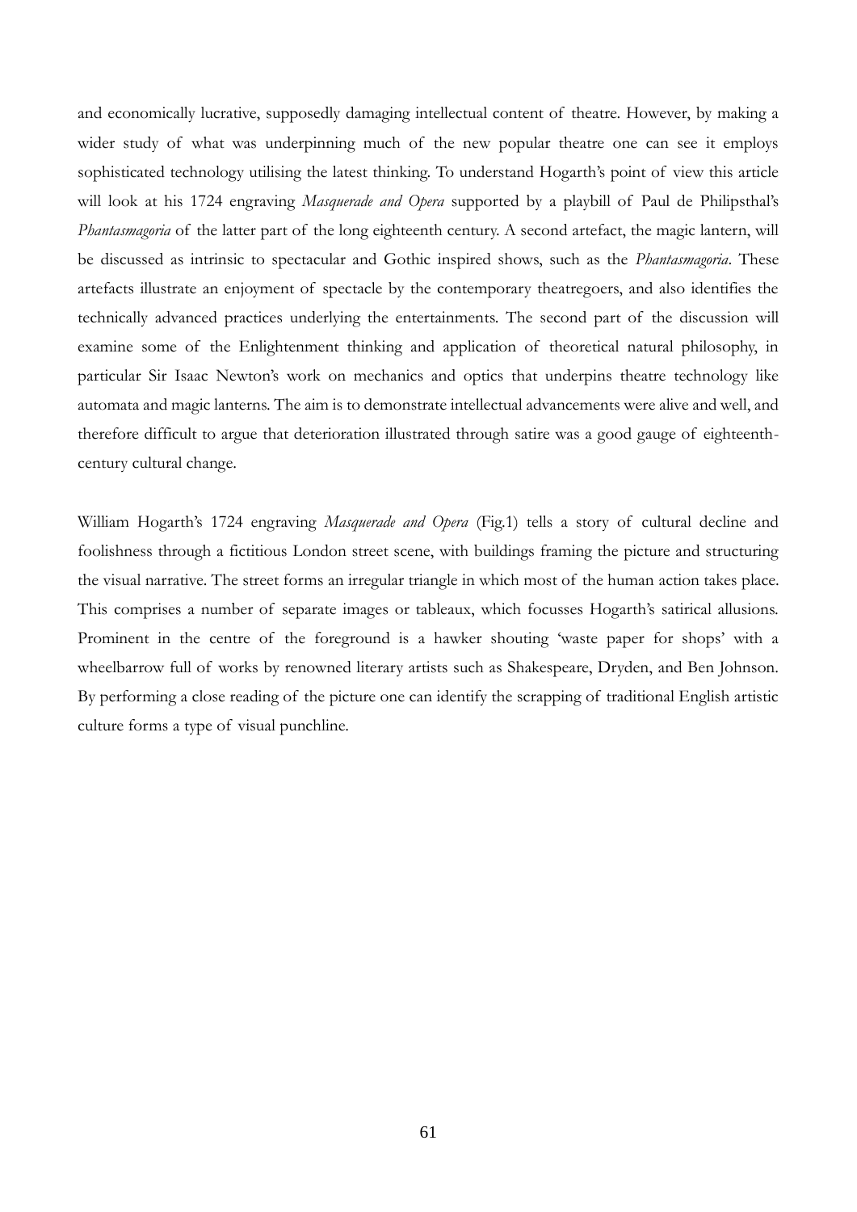and economically lucrative, supposedly damaging intellectual content of theatre. However, by making a wider study of what was underpinning much of the new popular theatre one can see it employs sophisticated technology utilising the latest thinking. To understand Hogarth's point of view this article will look at his 1724 engraving *Masquerade and Opera* supported by a playbill of Paul de Philipsthal's *Phantasmagoria* of the latter part of the long eighteenth century. A second artefact, the magic lantern, will be discussed as intrinsic to spectacular and Gothic inspired shows, such as the *Phantasmagoria*. These artefacts illustrate an enjoyment of spectacle by the contemporary theatregoers, and also identifies the technically advanced practices underlying the entertainments. The second part of the discussion will examine some of the Enlightenment thinking and application of theoretical natural philosophy, in particular Sir Isaac Newton's work on mechanics and optics that underpins theatre technology like automata and magic lanterns. The aim is to demonstrate intellectual advancements were alive and well, and therefore difficult to argue that deterioration illustrated through satire was a good gauge of eighteenth-century cultural change.

William Hogarth's 1724 engraving *Masquerade and Opera* (Fig.1) tells a story of cultural decline and foolishness through a fictitious London street scene, with buildings framing the picture and structuring the visual narrative. The street forms an irregular triangle in which most of the human action takes place. This comprises a number of separate images or tableaux, which focusses Hogarth's satirical allusions. Prominent in the centre of the foreground is a hawker shouting 'waste paper for shops' with a wheelbarrow full of works by renowned literary artists such as Shakespeare, Dryden, and Ben Johnson. By performing a close reading of the picture one can identify the scrapping of traditional English artistic culture forms a type of visual punchline.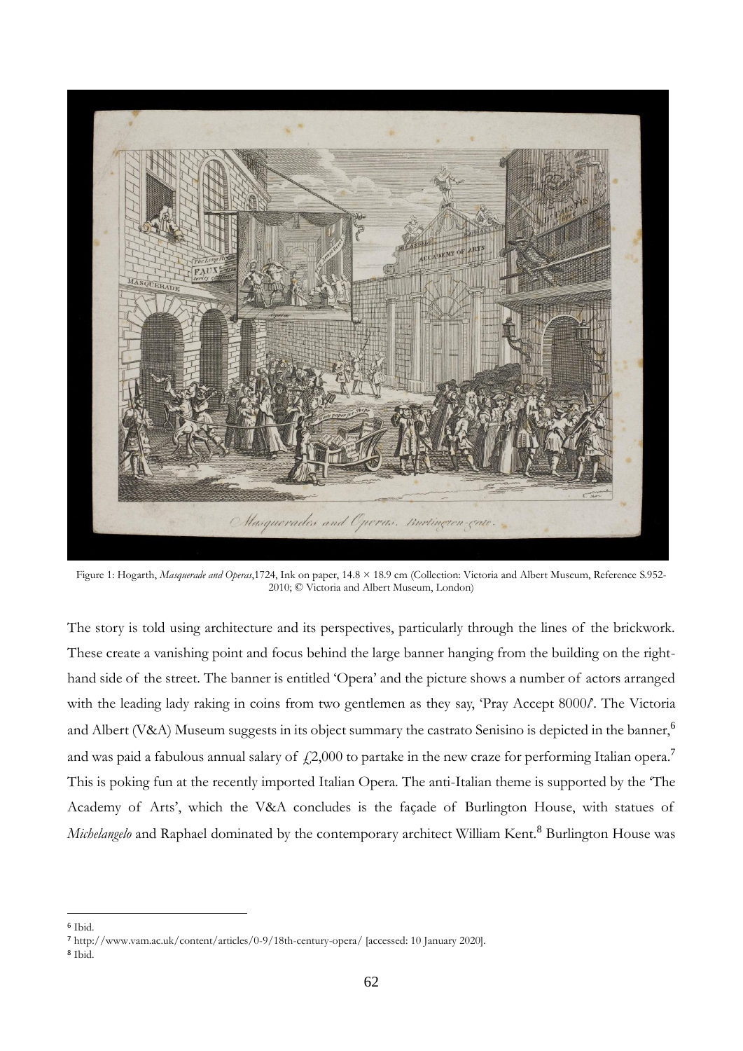Figure 1: Hogarth, *Masquerade and Operas*,1724, Ink on paper, 14.8 × 18.9 cm (Collection: Victoria and Albert Museum, Reference S.952-2010; © Victoria and Albert Museum, London)

The story is told using architecture and its perspectives, particularly through the lines of the brickwork. These create a vanishing point and focus behind the large banner hanging from the building on the right-hand side of the street. The banner is entitled 'Opera' and the picture shows a number of actors arranged with the leading lady raking in coins from two gentlemen as they say, 'Pray Accept 8000*l*'. The Victoria and Albert (V&A) Museum suggests in its object summary the castrato Senisino is depicted in the banner,[6] and was paid a fabulous annual salary of £2,000 to partake in the new craze for performing Italian opera.[7] This is poking fun at the recently imported Italian Opera. The anti-Italian theme is supported by the 'The Academy of Arts', which the V&A concludes is the façade of Burlington House, with statues of *Michelangelo* and Raphael dominated by the contemporary architect William Kent.[8] Burlington House was

[6] Ibid.

[7] http://www.vam.ac.uk/content/articles/0-9/18th-century-opera/ [accessed: 10 January 2020].

[8] Ibid.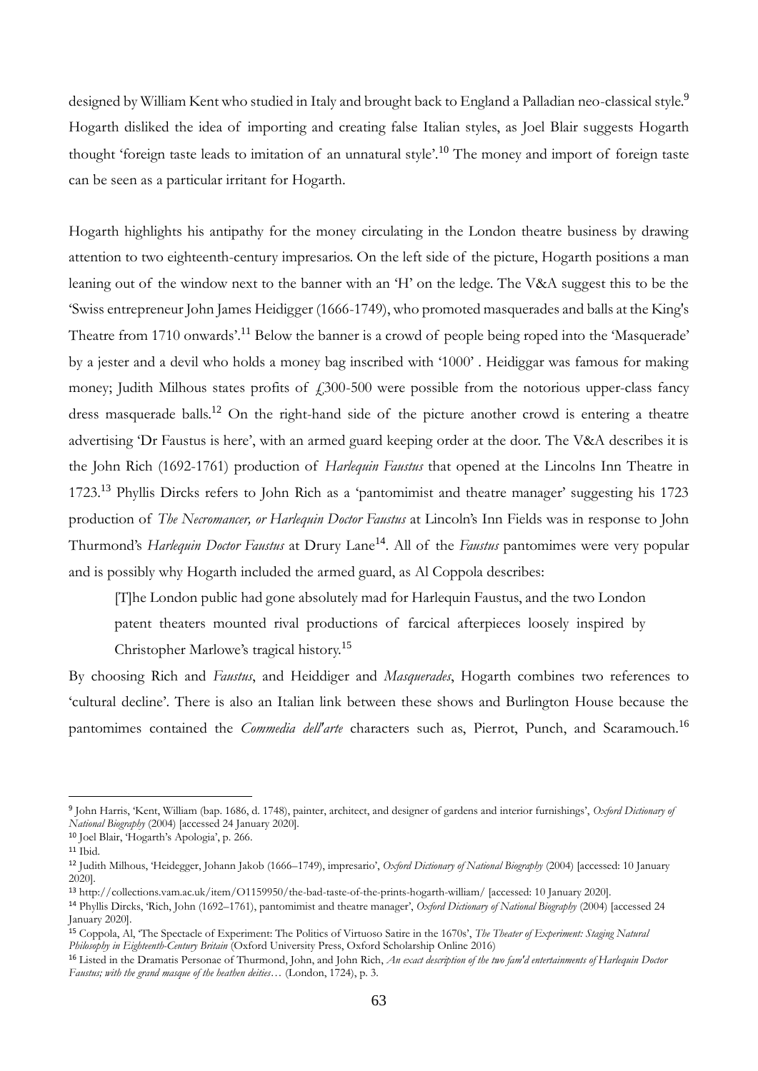designed by William Kent who studied in Italy and brought back to England a Palladian neo-classical style.[9] Hogarth disliked the idea of importing and creating false Italian styles, as Joel Blair suggests Hogarth thought 'foreign taste leads to imitation of an unnatural style'.[10] The money and import of foreign taste can be seen as a particular irritant for Hogarth.

Hogarth highlights his antipathy for the money circulating in the London theatre business by drawing attention to two eighteenth-century impresarios. On the left side of the picture, Hogarth positions a man leaning out of the window next to the banner with an 'H' on the ledge. The V&A suggest this to be the 'Swiss entrepreneur John James Heidigger (1666-1749), who promoted masquerades and balls at the King's Theatre from 1710 onwards'.[11] Below the banner is a crowd of people being roped into the 'Masquerade' by a jester and a devil who holds a money bag inscribed with '1000' . Heidiggar was famous for making money; Judith Milhous states profits of £300-500 were possible from the notorious upper-class fancy dress masquerade balls.[12] On the right-hand side of the picture another crowd is entering a theatre advertising 'Dr Faustus is here', with an armed guard keeping order at the door. The V&A describes it is the John Rich (1692-1761) production of *Harlequin Faustus* that opened at the Lincolns Inn Theatre in 1723.[13] Phyllis Dircks refers to John Rich as a 'pantomimist and theatre manager' suggesting his 1723 production of *The Necromancer, or Harlequin Doctor Faustus* at Lincoln's Inn Fields was in response to John Thurmond's *Harlequin Doctor Faustus* at Drury Lane[14]. All of the *Faustus* pantomimes were very popular and is possibly why Hogarth included the armed guard, as Al Coppola describes:

> [T]he London public had gone absolutely mad for Harlequin Faustus, and the two London patent theaters mounted rival productions of farcical afterpieces loosely inspired by Christopher Marlowe's tragical history.[15]

By choosing Rich and *Faustus*, and Heiddiger and *Masquerades*, Hogarth combines two references to 'cultural decline'. There is also an Italian link between these shows and Burlington House because the pantomimes contained the *Commedia dell'arte* characters such as, Pierrot, Punch, and Scaramouch.[16]

---

[9] John Harris, 'Kent, William (bap. 1686, d. 1748), painter, architect, and designer of gardens and interior furnishings', *Oxford Dictionary of National Biography* (2004) [accessed 24 January 2020].

[10] Joel Blair, 'Hogarth's Apologia', p. 266.

[11] Ibid.

[12] Judith Milhous, 'Heidegger, Johann Jakob (1666–1749), impresario', *Oxford Dictionary of National Biography* (2004) [accessed: 10 January 2020].

[13] http://collections.vam.ac.uk/item/O1159950/the-bad-taste-of-the-prints-hogarth-william/ [accessed: 10 January 2020].

[14] Phyllis Dircks, 'Rich, John (1692–1761), pantomimist and theatre manager', *Oxford Dictionary of National Biography* (2004) [accessed 24 January 2020].

[15] Coppola, Al, 'The Spectacle of Experiment: The Politics of Virtuoso Satire in the 1670s', *The Theater of Experiment: Staging Natural Philosophy in Eighteenth-Century Britain* (Oxford University Press, Oxford Scholarship Online 2016)

[16] Listed in the Dramatis Personae of Thurmond, John, and John Rich, *An exact description of the two fam'd entertainments of Harlequin Doctor Faustus; with the grand masque of the heathen deities…* (London, 1724), p. 3.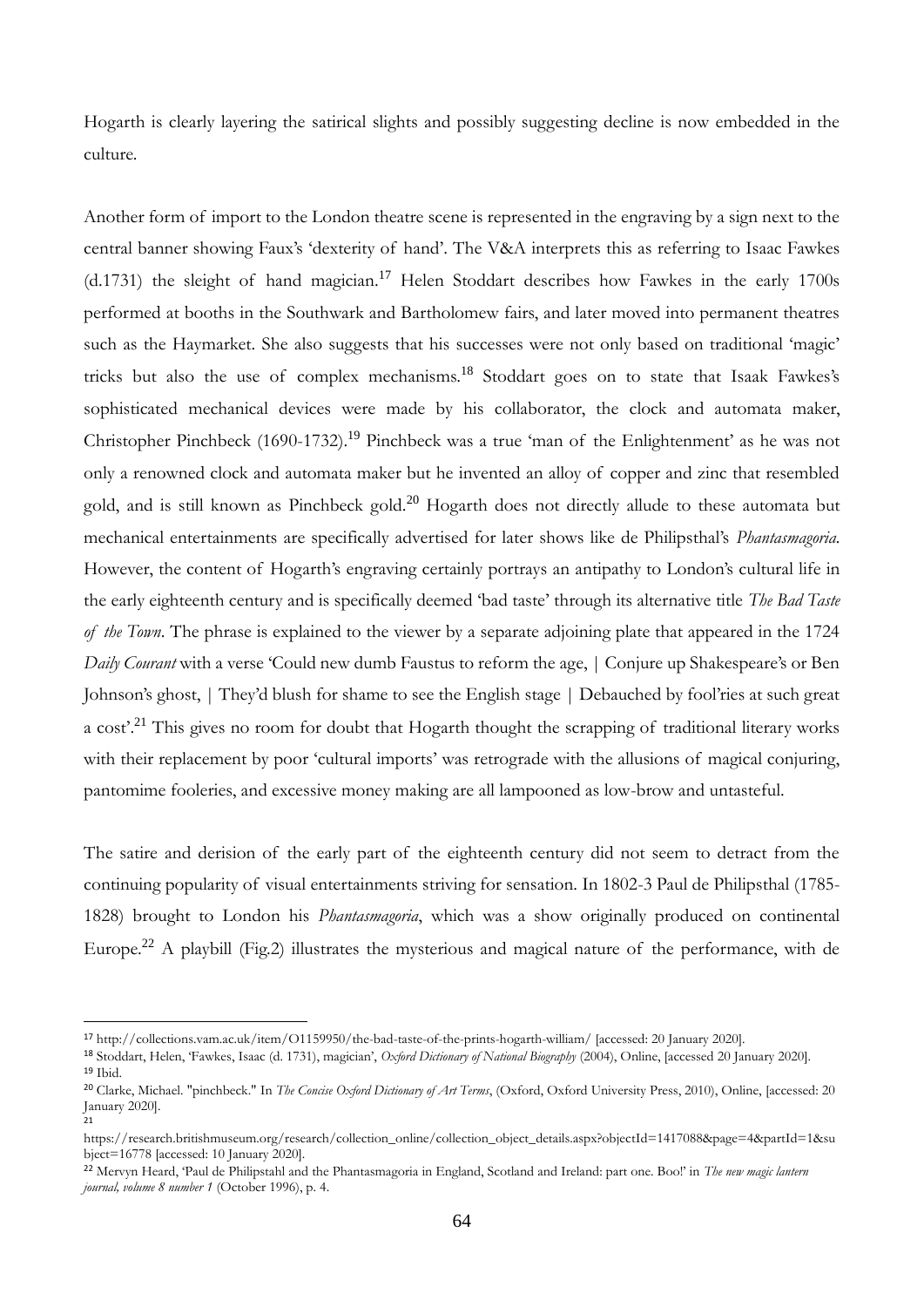Hogarth is clearly layering the satirical slights and possibly suggesting decline is now embedded in the culture.

Another form of import to the London theatre scene is represented in the engraving by a sign next to the central banner showing Faux's 'dexterity of hand'. The V&A interprets this as referring to Isaac Fawkes (d.1731) the sleight of hand magician.[17] Helen Stoddart describes how Fawkes in the early 1700s performed at booths in the Southwark and Bartholomew fairs, and later moved into permanent theatres such as the Haymarket. She also suggests that his successes were not only based on traditional 'magic' tricks but also the use of complex mechanisms.[18] Stoddart goes on to state that Isaak Fawkes's sophisticated mechanical devices were made by his collaborator, the clock and automata maker, Christopher Pinchbeck (1690-1732).[19] Pinchbeck was a true 'man of the Enlightenment' as he was not only a renowned clock and automata maker but he invented an alloy of copper and zinc that resembled gold, and is still known as Pinchbeck gold.[20] Hogarth does not directly allude to these automata but mechanical entertainments are specifically advertised for later shows like de Philipsthal's *Phantasmagoria*. However, the content of Hogarth's engraving certainly portrays an antipathy to London's cultural life in the early eighteenth century and is specifically deemed 'bad taste' through its alternative title *The Bad Taste of the Town*. The phrase is explained to the viewer by a separate adjoining plate that appeared in the 1724 *Daily Courant* with a verse 'Could new dumb Faustus to reform the age, | Conjure up Shakespeare's or Ben Johnson's ghost, | They'd blush for shame to see the English stage | Debauched by fool'ries at such great a cost'.[21] This gives no room for doubt that Hogarth thought the scrapping of traditional literary works with their replacement by poor 'cultural imports' was retrograde with the allusions of magical conjuring, pantomime fooleries, and excessive money making are all lampooned as low-brow and untasteful.

The satire and derision of the early part of the eighteenth century did not seem to detract from the continuing popularity of visual entertainments striving for sensation. In 1802-3 Paul de Philipsthal (1785-1828) brought to London his *Phantasmagoria*, which was a show originally produced on continental Europe.[22] A playbill (Fig.2) illustrates the mysterious and magical nature of the performance, with de

---

[17] http://collections.vam.ac.uk/item/O1159950/the-bad-taste-of-the-prints-hogarth-william/ [accessed: 20 January 2020].

[18] Stoddart, Helen, 'Fawkes, Isaac (d. 1731), magician', *Oxford Dictionary of National Biography* (2004), Online, [accessed 20 January 2020].

[19] Ibid.

[20] Clarke, Michael. "pinchbeck." In *The Concise Oxford Dictionary of Art Terms*, (Oxford, Oxford University Press, 2010), Online, [accessed: 20 January 2020].

[21] https://research.britishmuseum.org/research/collection_online/collection_object_details.aspx?objectId=1417088&page=4&partId=1&subject=16778 [accessed: 10 January 2020].

[22] Mervyn Heard, 'Paul de Philipstahl and the Phantasmagoria in England, Scotland and Ireland: part one. Boo!' in *The new magic lantern journal, volume 8 number 1* (October 1996), p. 4.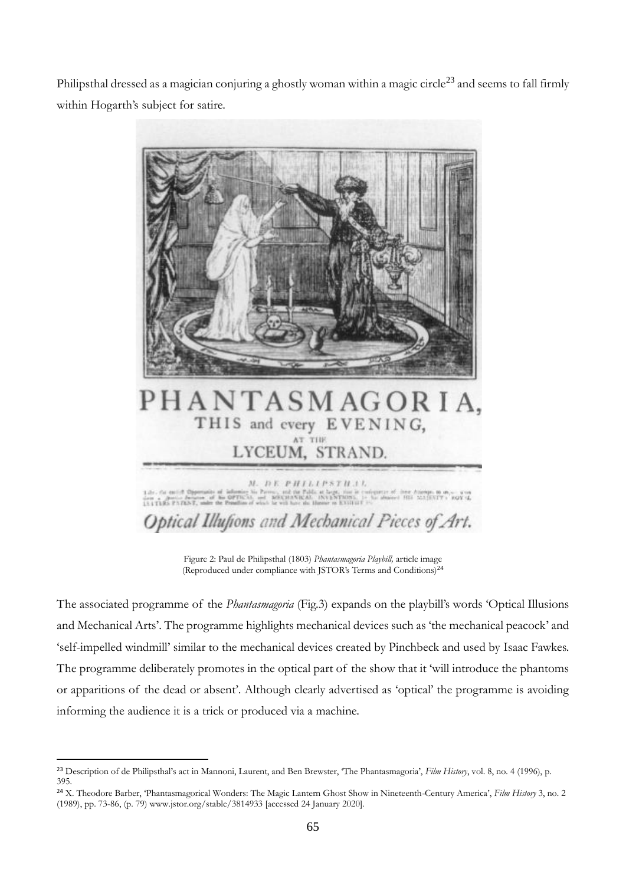Philipsthal dressed as a magician conjuring a ghostly woman within a magic circle[23] and seems to fall firmly within Hogarth's subject for satire.

Figure 2: Paul de Philipsthal (1803) *Phantasmagoria Playbill,* article image (Reproduced under compliance with JSTOR's Terms and Conditions)[24]

The associated programme of the *Phantasmagoria* (Fig.3) expands on the playbill's words 'Optical Illusions and Mechanical Arts'. The programme highlights mechanical devices such as 'the mechanical peacock' and 'self-impelled windmill' similar to the mechanical devices created by Pinchbeck and used by Isaac Fawkes. The programme deliberately promotes in the optical part of the show that it 'will introduce the phantoms or apparitions of the dead or absent'. Although clearly advertised as 'optical' the programme is avoiding informing the audience it is a trick or produced via a machine.

---

[23] Description of de Philipsthal's act in Mannoni, Laurent, and Ben Brewster, 'The Phantasmagoria', *Film History*, vol. 8, no. 4 (1996), p. 395.

[24] X. Theodore Barber, 'Phantasmagorical Wonders: The Magic Lantern Ghost Show in Nineteenth-Century America', *Film History* 3, no. 2 (1989), pp. 73-86, (p. 79) www.jstor.org/stable/3814933 [accessed 24 January 2020].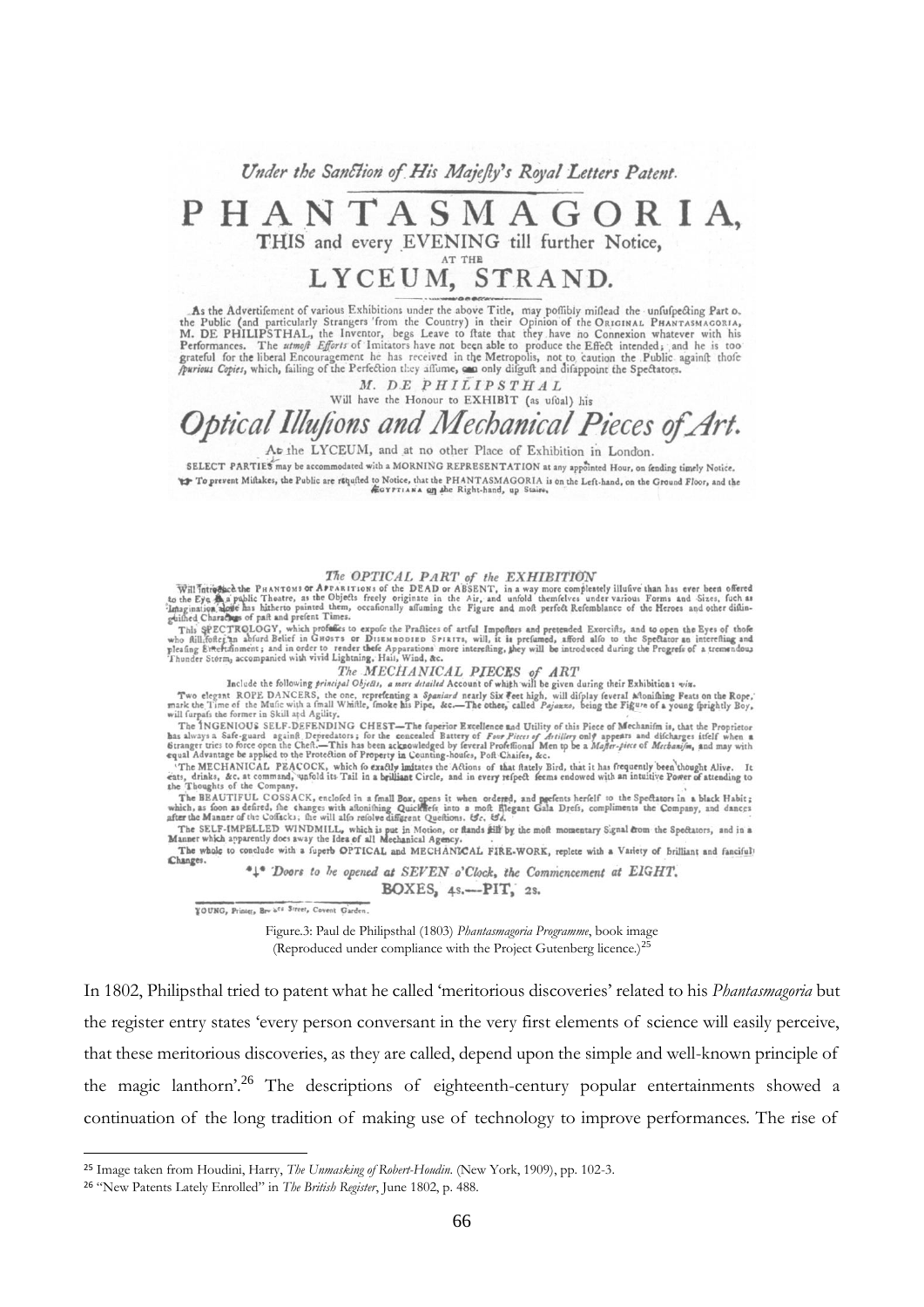*Under the Sanction of His Majefty's Royal Letters Patent.*

# PHANTASMAGORIA,

THIS and every EVENING till further Notice,

AT THE

## LYCEUM, STRAND.

As the Advertifement of various Exhibitions under the above Title, may poffibly miflead the unfufpecting Part of the Public (and particularly Strangers from the Country) in their Opinion of the ORIGINAL PHANTASMAGORIA, M. DE PHILIPSTHAL, the Inventor, begs Leave to ftate that they have no Connexion whatever with his Performances. The *utmoft Efforts* of Imitators have not been able to produce the Effect intended; and he is too grateful for the liberal Encouragement he has received in the Metropolis, not to caution the Public againft thofe *fpurious Copies*, which, failing of the Perfection they affume, can only difguft and difappoint the Spectators.

*M. DE PHILIPSTHAL*

Will have the Honour to EXHIBIT (as ufual) his

## *Optical Illufions and Mechanical Pieces of Art.*

At the LYCEUM, and at no other Place of Exhibition in London.

SELECT PARTIES may be accommodated with a MORNING REPRESENTATION at any appointed Hour, on fending timely Notice.
☞ To prevent Miftakes, the Public are requefted to Notice, that the PHANTASMAGORIA is on the Left-hand, on the Ground Floor, and the ÆGYPTIANA on the Right-hand, up Stairs.

*The OPTICAL PART of the EXHIBITION*

Will introduce the PHANTOMS or APPARITIONS of the DEAD or ABSENT, in a way more compleatly illufive than has ever been offered to the Eye in a public Theatre, as the Objects freely originate in the Air, and unfold themfelves under various Forms and Sizes, fuch as Imagination alone has hitherto painted them, occafionally affuming the Figure and moft perfect Refemblance of the Heroes and other diftinguifhed Characters of paft and prefent Times.

This SPECTROLOGY, which profeffes to expofe the Practices of artful Impoftors and pretended Exorcifts, and to open the Eyes of thofe who ftill fofter an abfurd Belief in GHOSTS or DISEMBODIED SPIRITS, will, it is prefumed, afford alfo to the Spectator an interefting and pleafing Entertainment; and in order to render thefe Apparitions more interefting, they will be introduced during the Progrefs of a tremendous Thunder Storm, accompanied with vivid Lightning, Hail, Wind, &c.

*The MECHANICAL PIECES of ART*

Include the following *principal Objects, a more detailed* Account of which will be given during their Exhibition: *viz.*

Two elegant ROPE DANCERS, the one, reprefenting a *Spaniard* nearly Six Feet high, will difplay feveral aftonifhing Feats on the Rope, mark the Time of the Mufic with a fmall Whiftle, fmoke his Pipe, &c.—The other, called *Pajazzo*, being the Figure of a young fprightly Boy, will furpafs the former in Skill and Agility.

The INGENIOUS SELF-DEFENDING CHEST—The fuperior Excellence and Utility of this Piece of Mechanifm is, that the Proprietor has always a Safe-guard againft Depredators; for the concealed Battery of *Four Pieces of Artillery* only appears and difcharges itfelf when a Stranger tries to force open the Cheft.—This has been acknowledged by feveral Profeffional Men to be a *Mafter-piece* of *Mechanifm*, and may with equal Advantage be applied to the Protection of Property in Counting-houfes, Poft-Chaifes, &c.

The MECHANICAL PEACOCK, which fo exactly imitates the Actions of that ftately Bird, that it has frequently been thought Alive. It eats, drinks, &c. at command, unfold its Tail in a brilliant Circle, and in every refpect feems endowed with an intuitive Power of attending to the Thoughts of the Company.

The BEAUTIFUL COSSACK, enclofed in a fmall Box, opens it when ordered, and prefents herfelf to the Spectators in a black Habit; which, as foon as defired, fhe changes with aftonifhing Quicknefs into a moft Elegant Gala Drefs, compliments the Company, and dances after the Manner of the Coffacks; fhe will alfo refolve different Queftions, &c. &c.

The SELF-IMPELLED WINDMILL, which is put in Motion, or ftands ftill by the moft momentary Signal from the Spectators, and in a Manner which apparently does away the Idea of all Mechanical Agency.

The whole to conclude with a fuperb OPTICAL and MECHANICAL FIRE-WORK, replete with a Variety of brilliant and fanciful Changes.

\*†\* *Doors to be opened at SEVEN o'Clock, the Commencement at EIGHT.*

BOXES, 4s.—PIT, 2s.

YOUNG, Printer, Brewers Street, Covent Garden.

Figure.3: Paul de Philipsthal (1803) *Phantasmagoria Programme*, book image (Reproduced under compliance with the Project Gutenberg licence.)[25]

In 1802, Philipsthal tried to patent what he called 'meritorious discoveries' related to his *Phantasmagoria* but the register entry states 'every person conversant in the very first elements of science will easily perceive, that these meritorious discoveries, as they are called, depend upon the simple and well-known principle of the magic lanthorn'.[26] The descriptions of eighteenth-century popular entertainments showed a continuation of the long tradition of making use of technology to improve performances. The rise of

[25] Image taken from Houdini, Harry, *The Unmasking of Robert-Houdin*. (New York, 1909), pp. 102-3.

[26] "New Patents Lately Enrolled" in *The British Register*, June 1802, p. 488.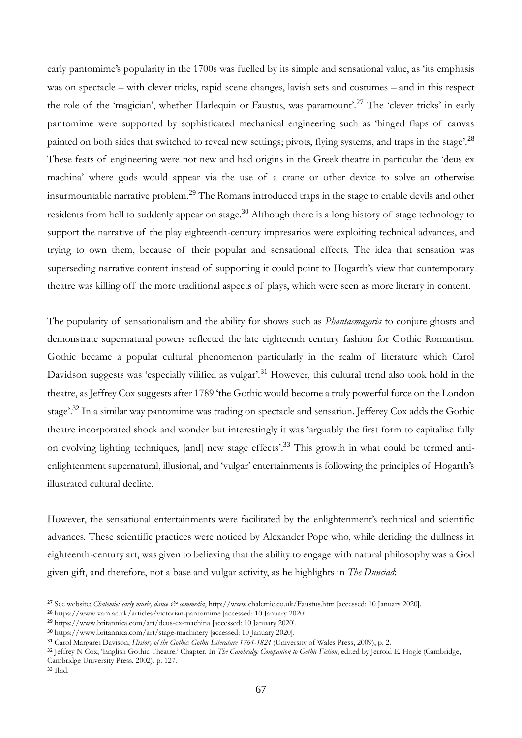early pantomime's popularity in the 1700s was fuelled by its simple and sensational value, as 'its emphasis was on spectacle – with clever tricks, rapid scene changes, lavish sets and costumes – and in this respect the role of the 'magician', whether Harlequin or Faustus, was paramount'.[27] The 'clever tricks' in early pantomime were supported by sophisticated mechanical engineering such as 'hinged flaps of canvas painted on both sides that switched to reveal new settings; pivots, flying systems, and traps in the stage'.[28] These feats of engineering were not new and had origins in the Greek theatre in particular the 'deus ex machina' where gods would appear via the use of a crane or other device to solve an otherwise insurmountable narrative problem.[29] The Romans introduced traps in the stage to enable devils and other residents from hell to suddenly appear on stage.[30] Although there is a long history of stage technology to support the narrative of the play eighteenth-century impresarios were exploiting technical advances, and trying to own them, because of their popular and sensational effects. The idea that sensation was superseding narrative content instead of supporting it could point to Hogarth's view that contemporary theatre was killing off the more traditional aspects of plays, which were seen as more literary in content.

The popularity of sensationalism and the ability for shows such as *Phantasmagoria* to conjure ghosts and demonstrate supernatural powers reflected the late eighteenth century fashion for Gothic Romantism. Gothic became a popular cultural phenomenon particularly in the realm of literature which Carol Davidson suggests was 'especially vilified as vulgar'.[31] However, this cultural trend also took hold in the theatre, as Jeffrey Cox suggests after 1789 'the Gothic would become a truly powerful force on the London stage'.[32] In a similar way pantomime was trading on spectacle and sensation. Jefferey Cox adds the Gothic theatre incorporated shock and wonder but interestingly it was 'arguably the first form to capitalize fully on evolving lighting techniques, [and] new stage effects'.[33] This growth in what could be termed anti-enlightenment supernatural, illusional, and 'vulgar' entertainments is following the principles of Hogarth's illustrated cultural decline.

However, the sensational entertainments were facilitated by the enlightenment's technical and scientific advances. These scientific practices were noticed by Alexander Pope who, while deriding the dullness in eighteenth-century art, was given to believing that the ability to engage with natural philosophy was a God given gift, and therefore, not a base and vulgar activity, as he highlights in *The Dunciad*:

---

[27] See website: *Chalemie: early music, dance & commedia*, http://www.chalemie.co.uk/Faustus.htm [accessed: 10 January 2020].

[28] https://www.vam.ac.uk/articles/victorian-pantomime [accessed: 10 January 2020].

[29] https://www.britannica.com/art/deus-ex-machina [accessed: 10 January 2020].

[30] https://www.britannica.com/art/stage-machinery [accessed: 10 January 2020].

[31] Carol Margaret Davison, *History of the Gothic: Gothic Literature 1764-1824* (University of Wales Press, 2009), p. 2.

[32] Jeffrey N Cox, 'English Gothic Theatre.' Chapter. In *The Cambridge Companion to Gothic Fiction*, edited by Jerrold E. Hogle (Cambridge, Cambridge University Press, 2002), p. 127.

[33] Ibid.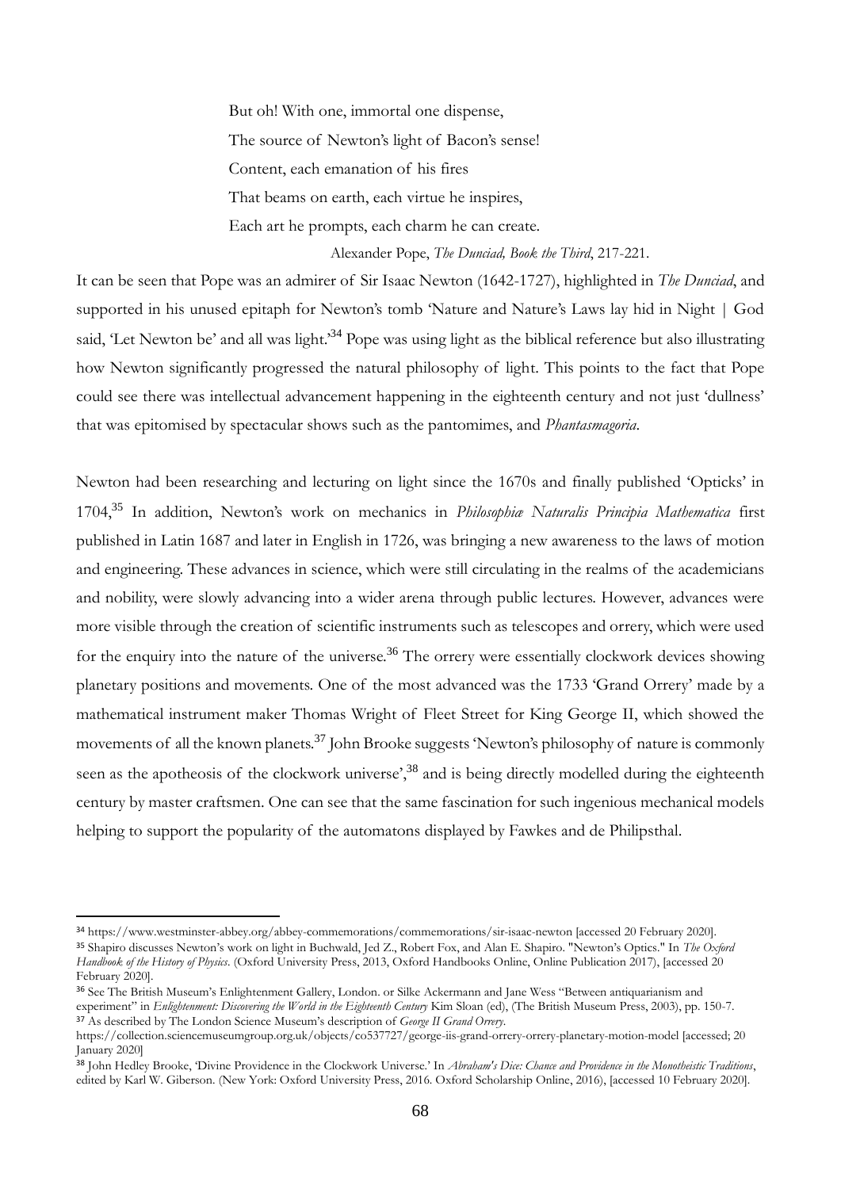But oh! With one, immortal one dispense,
The source of Newton's light of Bacon's sense!
Content, each emanation of his fires
That beams on earth, each virtue he inspires,
Each art he prompts, each charm he can create.

Alexander Pope, *The Dunciad, Book the Third*, 217-221.

It can be seen that Pope was an admirer of Sir Isaac Newton (1642-1727), highlighted in *The Dunciad*, and supported in his unused epitaph for Newton's tomb 'Nature and Nature's Laws lay hid in Night | God said, 'Let Newton be' and all was light.'[34] Pope was using light as the biblical reference but also illustrating how Newton significantly progressed the natural philosophy of light. This points to the fact that Pope could see there was intellectual advancement happening in the eighteenth century and not just 'dullness' that was epitomised by spectacular shows such as the pantomimes, and *Phantasmagoria*.

Newton had been researching and lecturing on light since the 1670s and finally published 'Opticks' in 1704,[35] In addition, Newton's work on mechanics in *Philosophiæ Naturalis Principia Mathematica* first published in Latin 1687 and later in English in 1726, was bringing a new awareness to the laws of motion and engineering. These advances in science, which were still circulating in the realms of the academicians and nobility, were slowly advancing into a wider arena through public lectures. However, advances were more visible through the creation of scientific instruments such as telescopes and orrery, which were used for the enquiry into the nature of the universe.[36] The orrery were essentially clockwork devices showing planetary positions and movements. One of the most advanced was the 1733 'Grand Orrery' made by a mathematical instrument maker Thomas Wright of Fleet Street for King George II, which showed the movements of all the known planets.[37] John Brooke suggests 'Newton's philosophy of nature is commonly seen as the apotheosis of the clockwork universe',[38] and is being directly modelled during the eighteenth century by master craftsmen. One can see that the same fascination for such ingenious mechanical models helping to support the popularity of the automatons displayed by Fawkes and de Philipsthal.

---

[34] https://www.westminster-abbey.org/abbey-commemorations/commemorations/sir-isaac-newton [accessed 20 February 2020].

[35] Shapiro discusses Newton's work on light in Buchwald, Jed Z., Robert Fox, and Alan E. Shapiro. "Newton's Optics." In *The Oxford Handbook of the History of Physics*. (Oxford University Press, 2013, Oxford Handbooks Online, Online Publication 2017), [accessed 20 February 2020].

[36] See The British Museum's Enlightenment Gallery, London. or Silke Ackermann and Jane Wess "Between antiquarianism and experiment" in *Enlightenment: Discovering the World in the Eighteenth Century* Kim Sloan (ed), (The British Museum Press, 2003), pp. 150-7.

[37] As described by The London Science Museum's description of *George II Grand Orrery*. https://collection.sciencemuseumgroup.org.uk/objects/co537727/george-iis-grand-orrery-orrery-planetary-motion-model [accessed; 20 January 2020]

[38] John Hedley Brooke, 'Divine Providence in the Clockwork Universe.' In *Abraham's Dice: Chance and Providence in the Monotheistic Traditions*, edited by Karl W. Giberson. (New York: Oxford University Press, 2016. Oxford Scholarship Online, 2016), [accessed 10 February 2020].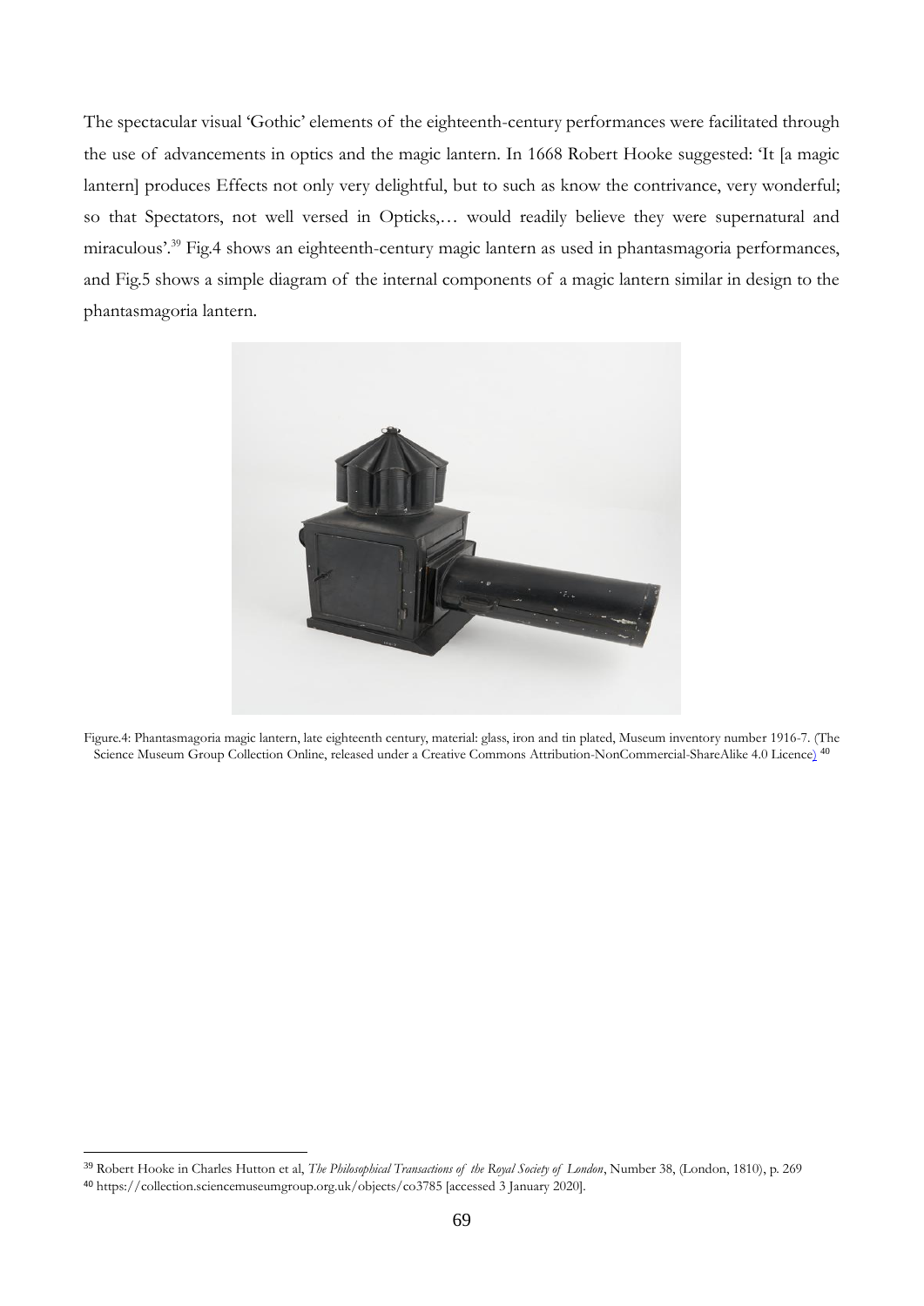The spectacular visual 'Gothic' elements of the eighteenth-century performances were facilitated through the use of advancements in optics and the magic lantern. In 1668 Robert Hooke suggested: 'It [a magic lantern] produces Effects not only very delightful, but to such as know the contrivance, very wonderful; so that Spectators, not well versed in Opticks,… would readily believe they were supernatural and miraculous'.[39] Fig.4 shows an eighteenth-century magic lantern as used in phantasmagoria performances, and Fig.5 shows a simple diagram of the internal components of a magic lantern similar in design to the phantasmagoria lantern.

Figure.4: Phantasmagoria magic lantern, late eighteenth century, material: glass, iron and tin plated, Museum inventory number 1916-7. (The Science Museum Group Collection Online, released under a Creative Commons Attribution-NonCommercial-ShareAlike 4.0 Licence) [40]

---

[39] Robert Hooke in Charles Hutton et al, *The Philosophical Transactions of the Royal Society of London*, Number 38, (London, 1810), p. 269

[40] https://collection.sciencemuseumgroup.org.uk/objects/co3785 [accessed 3 January 2020].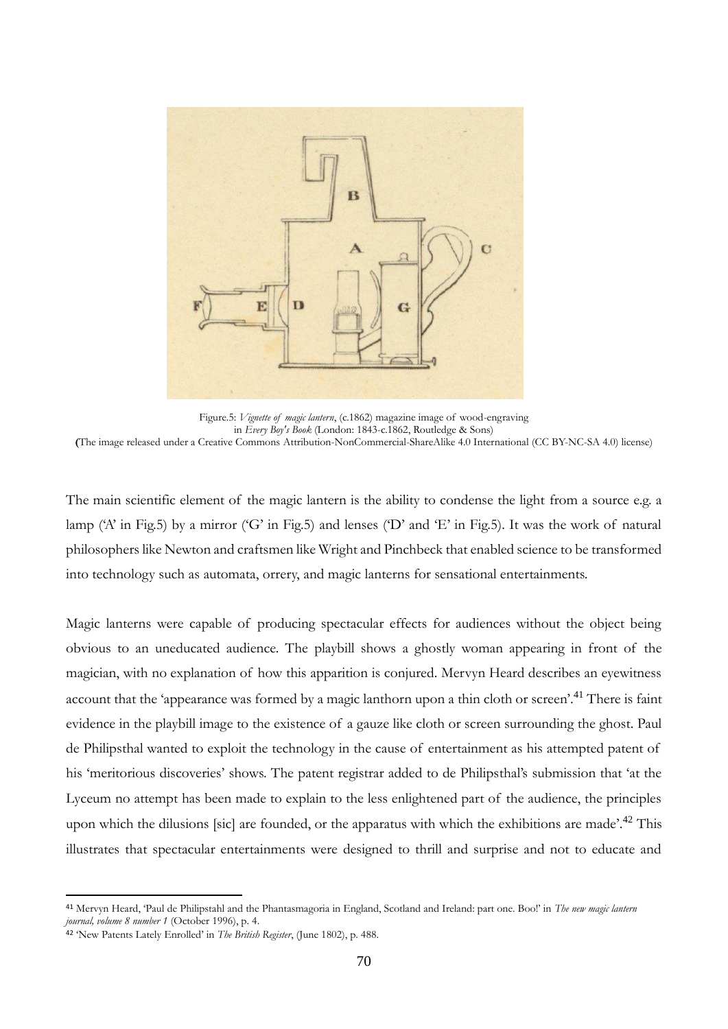Figure.5: *Vignette of magic lantern*, (c.1862) magazine image of wood-engraving in *Every Boy's Book* (London: 1843-c.1862, Routledge & Sons)
(The image released under a Creative Commons Attribution-NonCommercial-ShareAlike 4.0 International (CC BY-NC-SA 4.0) license)

The main scientific element of the magic lantern is the ability to condense the light from a source e.g. a lamp ('A' in Fig.5) by a mirror ('G' in Fig.5) and lenses ('D' and 'E' in Fig.5). It was the work of natural philosophers like Newton and craftsmen like Wright and Pinchbeck that enabled science to be transformed into technology such as automata, orrery, and magic lanterns for sensational entertainments.

Magic lanterns were capable of producing spectacular effects for audiences without the object being obvious to an uneducated audience. The playbill shows a ghostly woman appearing in front of the magician, with no explanation of how this apparition is conjured. Mervyn Heard describes an eyewitness account that the 'appearance was formed by a magic lanthorn upon a thin cloth or screen'.[41] There is faint evidence in the playbill image to the existence of a gauze like cloth or screen surrounding the ghost. Paul de Philipsthal wanted to exploit the technology in the cause of entertainment as his attempted patent of his 'meritorious discoveries' shows. The patent registrar added to de Philipsthal's submission that 'at the Lyceum no attempt has been made to explain to the less enlightened part of the audience, the principles upon which the dilusions [sic] are founded, or the apparatus with which the exhibitions are made'.[42] This illustrates that spectacular entertainments were designed to thrill and surprise and not to educate and

[41] Mervyn Heard, 'Paul de Philipstahl and the Phantasmagoria in England, Scotland and Ireland: part one. Boo!' in *The new magic lantern journal, volume 8 number 1* (October 1996), p. 4.

[42] 'New Patents Lately Enrolled' in *The British Register*, (June 1802), p. 488.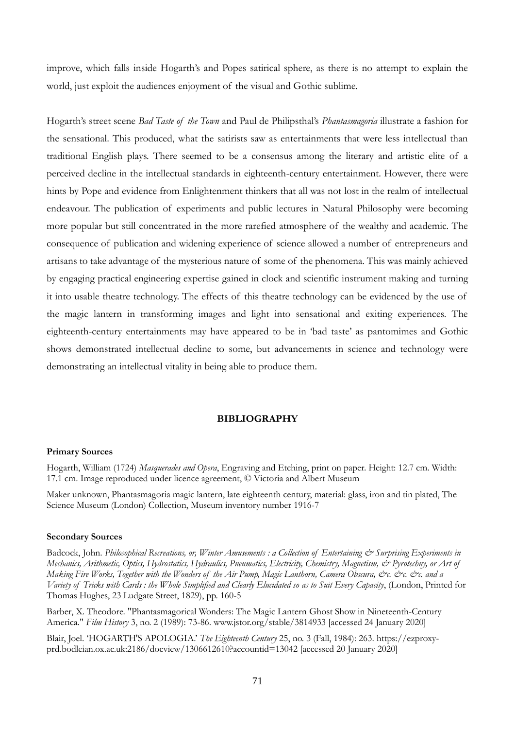improve, which falls inside Hogarth's and Popes satirical sphere, as there is no attempt to explain the world, just exploit the audiences enjoyment of the visual and Gothic sublime.

Hogarth's street scene *Bad Taste of the Town* and Paul de Philipsthal's *Phantasmagoria* illustrate a fashion for the sensational. This produced, what the satirists saw as entertainments that were less intellectual than traditional English plays. There seemed to be a consensus among the literary and artistic elite of a perceived decline in the intellectual standards in eighteenth-century entertainment. However, there were hints by Pope and evidence from Enlightenment thinkers that all was not lost in the realm of intellectual endeavour. The publication of experiments and public lectures in Natural Philosophy were becoming more popular but still concentrated in the more rarefied atmosphere of the wealthy and academic. The consequence of publication and widening experience of science allowed a number of entrepreneurs and artisans to take advantage of the mysterious nature of some of the phenomena. This was mainly achieved by engaging practical engineering expertise gained in clock and scientific instrument making and turning it into usable theatre technology. The effects of this theatre technology can be evidenced by the use of the magic lantern in transforming images and light into sensational and exiting experiences. The eighteenth-century entertainments may have appeared to be in 'bad taste' as pantomimes and Gothic shows demonstrated intellectual decline to some, but advancements in science and technology were demonstrating an intellectual vitality in being able to produce them.

## BIBLIOGRAPHY

### Primary Sources

Hogarth, William (1724) *Masquerades and Opera*, Engraving and Etching, print on paper. Height: 12.7 cm. Width: 17.1 cm. Image reproduced under licence agreement, © Victoria and Albert Museum

Maker unknown, Phantasmagoria magic lantern, late eighteenth century, material: glass, iron and tin plated, The Science Museum (London) Collection, Museum inventory number 1916-7

### Secondary Sources

Badcock, John. *Philosophical Recreations, or, Winter Amusements : a Collection of Entertaining & Surprising Experiments in Mechanics, Arithmetic, Optics, Hydrostatics, Hydraulics, Pneumatics, Electricity, Chemistry, Magnetism, & Pyrotechny, or Art of Making Fire Works, Together with the Wonders of the Air Pump, Magic Lanthorn, Camera Obscura, &c. &c. &c. and a Variety of Tricks with Cards : the Whole Simplified and Clearly Elucidated so as to Suit Every Capacity*, (London, Printed for Thomas Hughes, 23 Ludgate Street, 1829), pp. 160-5

Barber, X. Theodore. "Phantasmagorical Wonders: The Magic Lantern Ghost Show in Nineteenth-Century America." *Film History* 3, no. 2 (1989): 73-86. www.jstor.org/stable/3814933 [accessed 24 January 2020]

Blair, Joel. 'HOGARTH'S APOLOGIA.' *The Eighteenth Century* 25, no. 3 (Fall, 1984): 263. https://ezproxy-prd.bodleian.ox.ac.uk:2186/docview/1306612610?accountid=13042 [accessed 20 January 2020]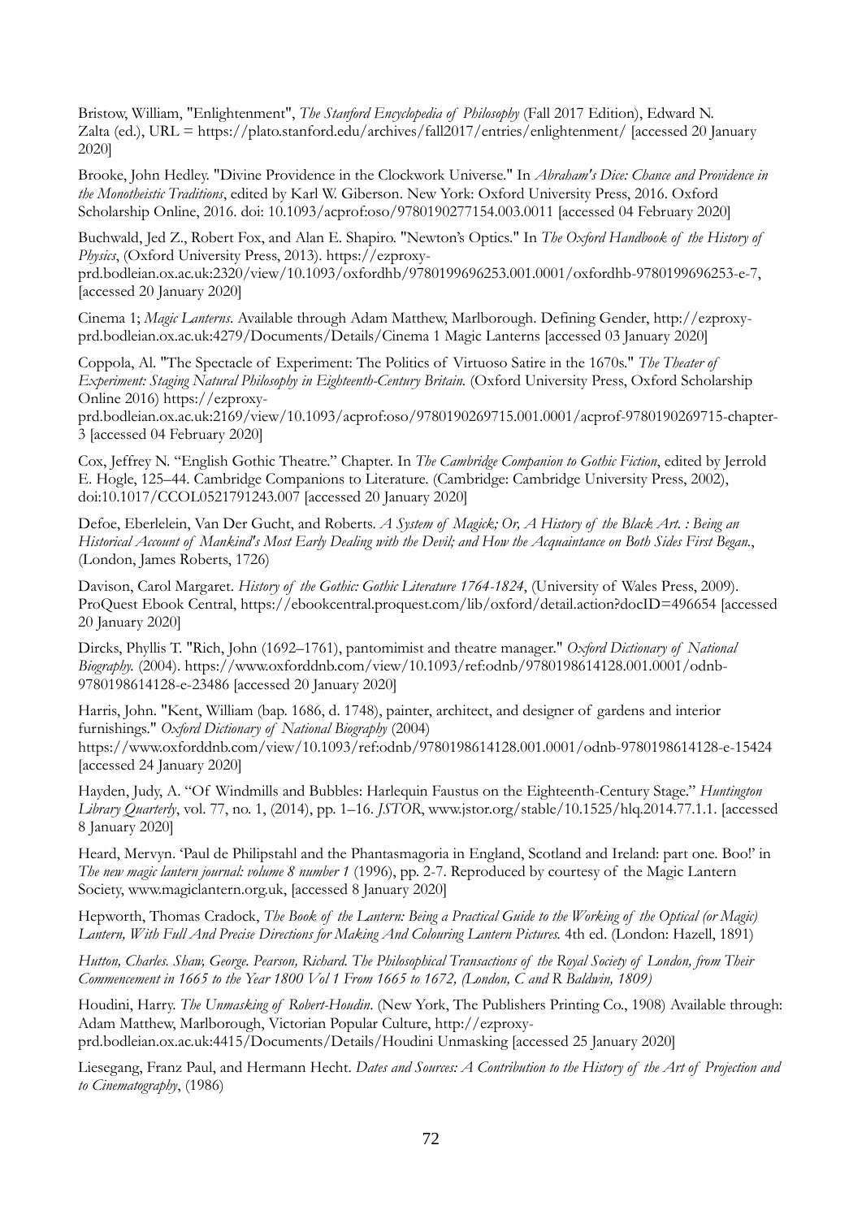Bristow, William, "Enlightenment", *The Stanford Encyclopedia of Philosophy* (Fall 2017 Edition), Edward N. Zalta (ed.), URL = https://plato.stanford.edu/archives/fall2017/entries/enlightenment/ [accessed 20 January 2020]

Brooke, John Hedley. "Divine Providence in the Clockwork Universe." In *Abraham's Dice: Chance and Providence in the Monotheistic Traditions*, edited by Karl W. Giberson. New York: Oxford University Press, 2016. Oxford Scholarship Online, 2016. doi: 10.1093/acprof:oso/9780190277154.003.0011 [accessed 04 February 2020]

Buchwald, Jed Z., Robert Fox, and Alan E. Shapiro. "Newton's Optics." In *The Oxford Handbook of the History of Physics*, (Oxford University Press, 2013). https://ezproxy-prd.bodleian.ox.ac.uk:2320/view/10.1093/oxfordhb/9780199696253.001.0001/oxfordhb-9780199696253-e-7, [accessed 20 January 2020]

Cinema 1; *Magic Lanterns*. Available through Adam Matthew, Marlborough. Defining Gender, http://ezproxy-prd.bodleian.ox.ac.uk:4279/Documents/Details/Cinema 1 Magic Lanterns [accessed 03 January 2020]

Coppola, Al. "The Spectacle of Experiment: The Politics of Virtuoso Satire in the 1670s." *The Theater of Experiment: Staging Natural Philosophy in Eighteenth-Century Britain.* (Oxford University Press, Oxford Scholarship Online 2016) https://ezproxy-prd.bodleian.ox.ac.uk:2169/view/10.1093/acprof:oso/9780190269715.001.0001/acprof-9780190269715-chapter-3 [accessed 04 February 2020]

Cox, Jeffrey N. "English Gothic Theatre." Chapter. In *The Cambridge Companion to Gothic Fiction*, edited by Jerrold E. Hogle, 125–44. Cambridge Companions to Literature. (Cambridge: Cambridge University Press, 2002), doi:10.1017/CCOL0521791243.007 [accessed 20 January 2020]

Defoe, Eberlelein, Van Der Gucht, and Roberts. *A System of Magick; Or, A History of the Black Art. : Being an Historical Account of Mankind's Most Early Dealing with the Devil; and How the Acquaintance on Both Sides First Began.*, (London, James Roberts, 1726)

Davison, Carol Margaret. *History of the Gothic: Gothic Literature 1764-1824*, (University of Wales Press, 2009). ProQuest Ebook Central, https://ebookcentral.proquest.com/lib/oxford/detail.action?docID=496654 [accessed 20 January 2020]

Dircks, Phyllis T. "Rich, John (1692–1761), pantomimist and theatre manager." *Oxford Dictionary of National Biography.* (2004). https://www.oxforddnb.com/view/10.1093/ref:odnb/9780198614128.001.0001/odnb-9780198614128-e-23486 [accessed 20 January 2020]

Harris, John. "Kent, William (bap. 1686, d. 1748), painter, architect, and designer of gardens and interior furnishings." *Oxford Dictionary of National Biography* (2004) https://www.oxforddnb.com/view/10.1093/ref:odnb/9780198614128.001.0001/odnb-9780198614128-e-15424 [accessed 24 January 2020]

Hayden, Judy, A. "Of Windmills and Bubbles: Harlequin Faustus on the Eighteenth-Century Stage." *Huntington Library Quarterly*, vol. 77, no. 1, (2014), pp. 1–16. *JSTOR*, www.jstor.org/stable/10.1525/hlq.2014.77.1.1. [accessed 8 January 2020]

Heard, Mervyn. 'Paul de Philipstahl and the Phantasmagoria in England, Scotland and Ireland: part one. Boo!' in *The new magic lantern journal: volume 8 number 1* (1996), pp. 2-7. Reproduced by courtesy of the Magic Lantern Society, www.magiclantern.org.uk, [accessed 8 January 2020]

Hepworth, Thomas Cradock, *The Book of the Lantern: Being a Practical Guide to the Working of the Optical (or Magic) Lantern, With Full And Precise Directions for Making And Colouring Lantern Pictures.* 4th ed. (London: Hazell, 1891)

*Hutton, Charles. Shaw, George. Pearson, Richard. The Philosophical Transactions of the Royal Society of London, from Their Commencement in 1665 to the Year 1800 Vol 1 From 1665 to 1672, (London, C and R Baldwin, 1809)*

Houdini, Harry. *The Unmasking of Robert-Houdin*. (New York, The Publishers Printing Co., 1908) Available through: Adam Matthew, Marlborough, Victorian Popular Culture, http://ezproxy-prd.bodleian.ox.ac.uk:4415/Documents/Details/Houdini Unmasking [accessed 25 January 2020]

Liesegang, Franz Paul, and Hermann Hecht. *Dates and Sources: A Contribution to the History of the Art of Projection and to Cinematography*, (1986)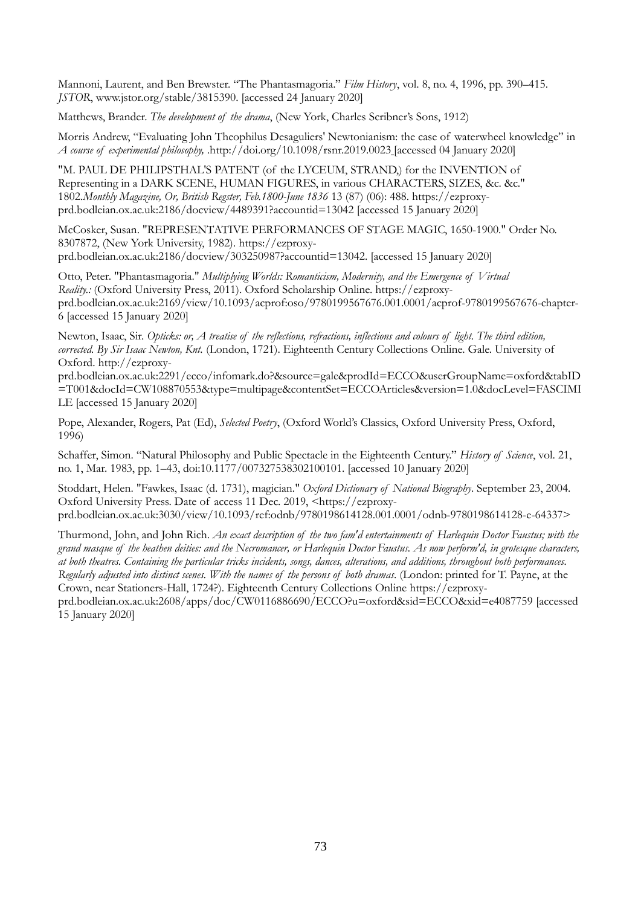Mannoni, Laurent, and Ben Brewster. "The Phantasmagoria." *Film History*, vol. 8, no. 4, 1996, pp. 390–415. *JSTOR*, www.jstor.org/stable/3815390. [accessed 24 January 2020]

Matthews, Brander. *The development of the drama*, (New York, Charles Scribner's Sons, 1912)

Morris Andrew, "Evaluating John Theophilus Desaguliers' Newtonianism: the case of waterwheel knowledge" in *A course of experimental philosophy,* .http://doi.org/10.1098/rsnr.2019.0023 [accessed 04 January 2020]

"M. PAUL DE PHILIPSTHAL'S PATENT (of the LYCEUM, STRAND,) for the INVENTION of Representing in a DARK SCENE, HUMAN FIGURES, in various CHARACTERS, SIZES, &c. &c." 1802.*Monthly Magazine, Or, British Regster, Feb.1800-June 1836* 13 (87) (06): 488. https://ezproxy-prd.bodleian.ox.ac.uk:2186/docview/4489391?accountid=13042 [accessed 15 January 2020]

McCosker, Susan. "REPRESENTATIVE PERFORMANCES OF STAGE MAGIC, 1650-1900." Order No. 8307872, (New York University, 1982). https://ezproxy-prd.bodleian.ox.ac.uk:2186/docview/303250987?accountid=13042. [accessed 15 January 2020]

Otto, Peter. "Phantasmagoria." *Multiplying Worlds: Romanticism, Modernity, and the Emergence of Virtual Reality.:* (Oxford University Press, 2011). Oxford Scholarship Online. https://ezproxy-prd.bodleian.ox.ac.uk:2169/view/10.1093/acprof:oso/9780199567676.001.0001/acprof-9780199567676-chapter-6 [accessed 15 January 2020]

Newton, Isaac, Sir. *Opticks: or, A treatise of the reflections, refractions, inflections and colours of light. The third edition, corrected. By Sir Isaac Newton, Knt.* (London, 1721). Eighteenth Century Collections Online. Gale. University of Oxford. http://ezproxy-prd.bodleian.ox.ac.uk:2291/ecco/infomark.do?&source=gale&prodId=ECCO&userGroupName=oxford&tabID=T001&docId=CW108870553&type=multipage&contentSet=ECCOArticles&version=1.0&docLevel=FASCIMILE [accessed 15 January 2020]

Pope, Alexander, Rogers, Pat (Ed), *Selected Poetry*, (Oxford World's Classics, Oxford University Press, Oxford, 1996)

Schaffer, Simon. "Natural Philosophy and Public Spectacle in the Eighteenth Century." *History of Science*, vol. 21, no. 1, Mar. 1983, pp. 1–43, doi:10.1177/007327538302100101. [accessed 10 January 2020]

Stoddart, Helen. "Fawkes, Isaac (d. 1731), magician." *Oxford Dictionary of National Biography*. September 23, 2004. Oxford University Press. Date of access 11 Dec. 2019, <https://ezproxy-prd.bodleian.ox.ac.uk:3030/view/10.1093/ref:odnb/9780198614128.001.0001/odnb-9780198614128-e-64337>

Thurmond, John, and John Rich. *An exact description of the two fam'd entertainments of Harlequin Doctor Faustus; with the grand masque of the heathen deities: and the Necromancer, or Harlequin Doctor Faustus. As now perform'd, in grotesque characters, at both theatres. Containing the particular tricks incidents, songs, dances, alterations, and additions, throughout both performances. Regularly adjusted into distinct scenes. With the names of the persons of both dramas*. (London: printed for T. Payne, at the Crown, near Stationers-Hall, 1724?). Eighteenth Century Collections Online https://ezproxy-prd.bodleian.ox.ac.uk:2608/apps/doc/CW0116886690/ECCO?u=oxford&sid=ECCO&xid=e4087759 [accessed 15 January 2020]